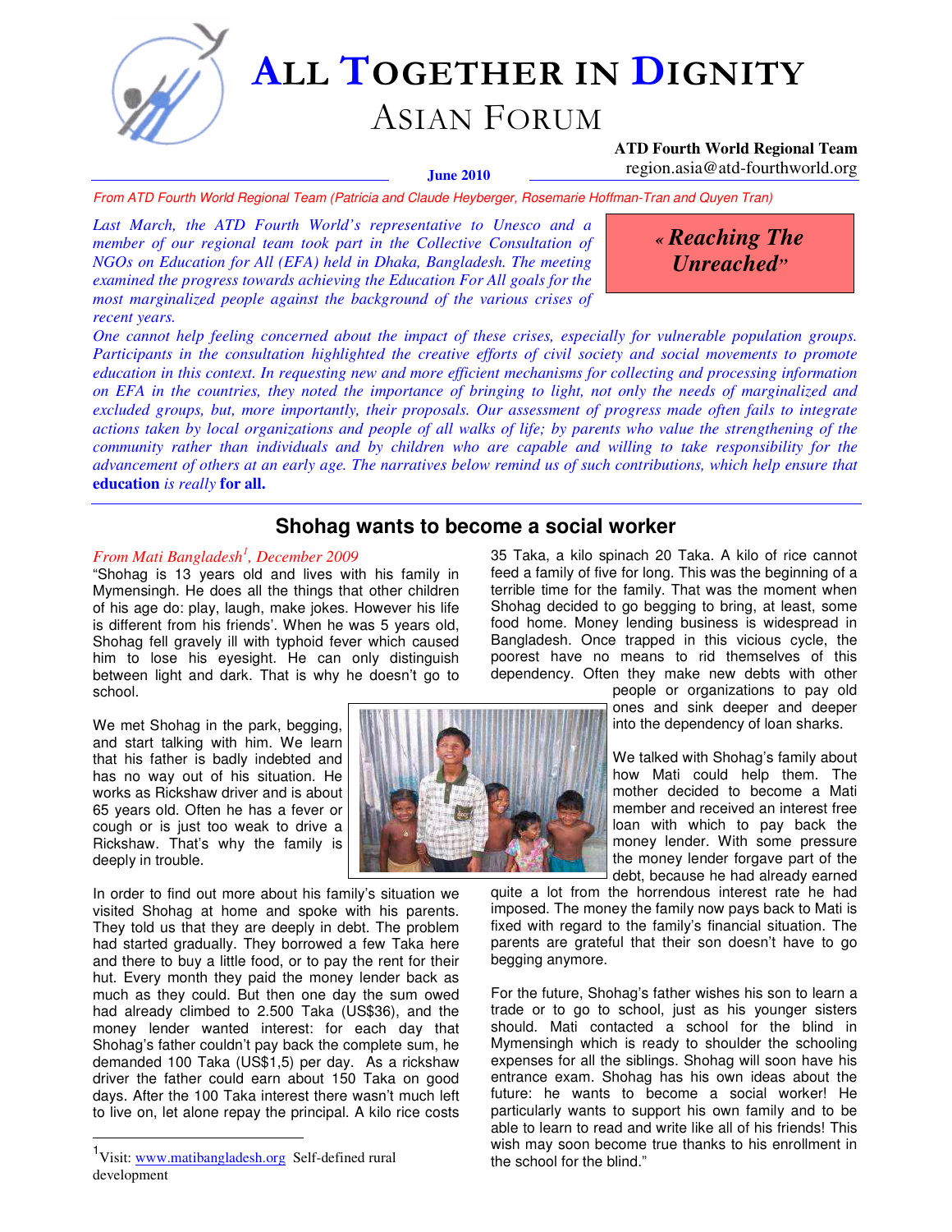# ALL TOGETHER IN DIGNITY
## ASIAN FORUM

**ATD Fourth World Regional Team**
region.asia@atd-fourthworld.org

**June 2010**

*From ATD Fourth World Regional Team (Patricia and Claude Heyberger, Rosemarie Hoffman-Tran and Quyen Tran)*

***« Reaching The Unreached»***

*Last March, the ATD Fourth World's representative to Unesco and a member of our regional team took part in the Collective Consultation of NGOs on Education for All (EFA) held in Dhaka, Bangladesh. The meeting examined the progress towards achieving the Education For All goals for the most marginalized people against the background of the various crises of recent years.*

*One cannot help feeling concerned about the impact of these crises, especially for vulnerable population groups. Participants in the consultation highlighted the creative efforts of civil society and social movements to promote education in this context. In requesting new and more efficient mechanisms for collecting and processing information on EFA in the countries, they noted the importance of bringing to light, not only the needs of marginalized and excluded groups, but, more importantly, their proposals. Our assessment of progress made often fails to integrate actions taken by local organizations and people of all walks of life; by parents who value the strengthening of the community rather than individuals and by children who are capable and willing to take responsibility for the advancement of others at an early age. The narratives below remind us of such contributions, which help ensure that* **education** *is really* **for all.**

## Shohag wants to become a social worker

*From Mati Bangladesh[1], December 2009*

"Shohag is 13 years old and lives with his family in Mymensingh. He does all the things that other children of his age do: play, laugh, make jokes. However his life is different from his friends'. When he was 5 years old, Shohag fell gravely ill with typhoid fever which caused him to lose his eyesight. He can only distinguish between light and dark. That is why he doesn't go to school.

We met Shohag in the park, begging, and start talking with him. We learn that his father is badly indebted and has no way out of his situation. He works as Rickshaw driver and is about 65 years old. Often he has a fever or cough or is just too weak to drive a Rickshaw. That's why the family is deeply in trouble.

In order to find out more about his family's situation we visited Shohag at home and spoke with his parents. They told us that they are deeply in debt. The problem had started gradually. They borrowed a few Taka here and there to buy a little food, or to pay the rent for their hut. Every month they paid the money lender back as much as they could. But then one day the sum owed had already climbed to 2.500 Taka (US$36), and the money lender wanted interest: for each day that Shohag's father couldn't pay back the complete sum, he demanded 100 Taka (US$1,5) per day. As a rickshaw driver the father could earn about 150 Taka on good days. After the 100 Taka interest there wasn't much left to live on, let alone repay the principal. A kilo rice costs 35 Taka, a kilo spinach 20 Taka. A kilo of rice cannot feed a family of five for long. This was the beginning of a terrible time for the family. That was the moment when Shohag decided to go begging to bring, at least, some food home. Money lending business is widespread in Bangladesh. Once trapped in this vicious cycle, the poorest have no means to rid themselves of this dependency. Often they make new debts with other people or organizations to pay old ones and sink deeper and deeper into the dependency of loan sharks.

We talked with Shohag's family about how Mati could help them. The mother decided to become a Mati member and received an interest free loan with which to pay back the money lender. With some pressure the money lender forgave part of the debt, because he had already earned quite a lot from the horrendous interest rate he had imposed. The money the family now pays back to Mati is fixed with regard to the family's financial situation. The parents are grateful that their son doesn't have to go begging anymore.

For the future, Shohag's father wishes his son to learn a trade or to go to school, just as his younger sisters should. Mati contacted a school for the blind in Mymensingh which is ready to shoulder the schooling expenses for all the siblings. Shohag will soon have his entrance exam. Shohag has his own ideas about the future: he wants to become a social worker! He particularly wants to support his own family and to be able to learn to read and write like all of his friends! This wish may soon become true thanks to his enrollment in the school for the blind."

---

[1] Visit: www.matibangladesh.org Self-defined rural development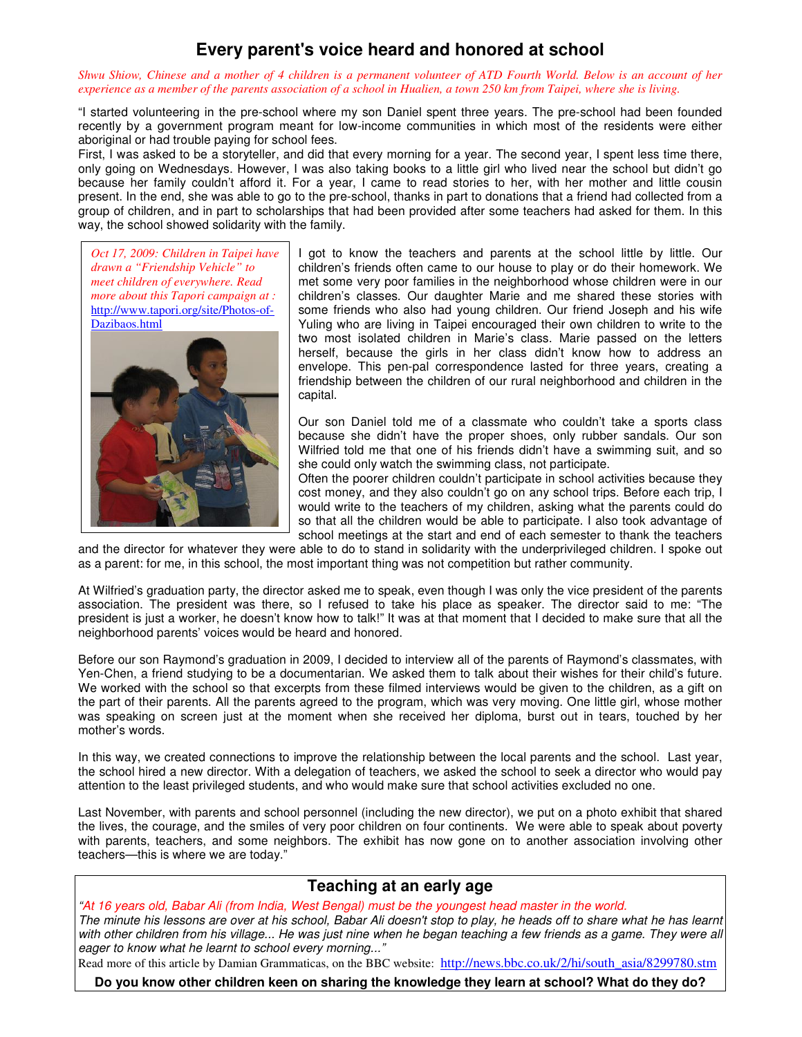# Every parent's voice heard and honored at school

*Shwu Shiow, Chinese and a mother of 4 children is a permanent volunteer of ATD Fourth World. Below is an account of her experience as a member of the parents association of a school in Hualien, a town 250 km from Taipei, where she is living.*

"I started volunteering in the pre-school where my son Daniel spent three years. The pre-school had been founded recently by a government program meant for low-income communities in which most of the residents were either aboriginal or had trouble paying for school fees.

First, I was asked to be a storyteller, and did that every morning for a year. The second year, I spent less time there, only going on Wednesdays. However, I was also taking books to a little girl who lived near the school but didn't go because her family couldn't afford it. For a year, I came to read stories to her, with her mother and little cousin present. In the end, she was able to go to the pre-school, thanks in part to donations that a friend had collected from a group of children, and in part to scholarships that had been provided after some teachers had asked for them. In this way, the school showed solidarity with the family.

*Oct 17, 2009: Children in Taipei have drawn a "Friendship Vehicle" to meet children of everywhere. Read more about this Tapori campaign at :* http://www.tapori.org/site/Photos-of-Dazibaos.html

I got to know the teachers and parents at the school little by little. Our children's friends often came to our house to play or do their homework. We met some very poor families in the neighborhood whose children were in our children's classes. Our daughter Marie and me shared these stories with some friends who also had young children. Our friend Joseph and his wife Yuling who are living in Taipei encouraged their own children to write to the two most isolated children in Marie's class. Marie passed on the letters herself, because the girls in her class didn't know how to address an envelope. This pen-pal correspondence lasted for three years, creating a friendship between the children of our rural neighborhood and children in the capital.

Our son Daniel told me of a classmate who couldn't take a sports class because she didn't have the proper shoes, only rubber sandals. Our son Wilfried told me that one of his friends didn't have a swimming suit, and so she could only watch the swimming class, not participate.

Often the poorer children couldn't participate in school activities because they cost money, and they also couldn't go on any school trips. Before each trip, I would write to the teachers of my children, asking what the parents could do so that all the children would be able to participate. I also took advantage of school meetings at the start and end of each semester to thank the teachers and the director for whatever they were able to do to stand in solidarity with the underprivileged children. I spoke out as a parent: for me, in this school, the most important thing was not competition but rather community.

At Wilfried's graduation party, the director asked me to speak, even though I was only the vice president of the parents association. The president was there, so I refused to take his place as speaker. The director said to me: "The president is just a worker, he doesn't know how to talk!" It was at that moment that I decided to make sure that all the neighborhood parents' voices would be heard and honored.

Before our son Raymond's graduation in 2009, I decided to interview all of the parents of Raymond's classmates, with Yen-Chen, a friend studying to be a documentarian. We asked them to talk about their wishes for their child's future. We worked with the school so that excerpts from these filmed interviews would be given to the children, as a gift on the part of their parents. All the parents agreed to the program, which was very moving. One little girl, whose mother was speaking on screen just at the moment when she received her diploma, burst out in tears, touched by her mother's words.

In this way, we created connections to improve the relationship between the local parents and the school. Last year, the school hired a new director. With a delegation of teachers, we asked the school to seek a director who would pay attention to the least privileged students, and who would make sure that school activities excluded no one.

Last November, with parents and school personnel (including the new director), we put on a photo exhibit that shared the lives, the courage, and the smiles of very poor children on four continents. We were able to speak about poverty with parents, teachers, and some neighbors. The exhibit has now gone on to another association involving other teachers—this is where we are today."

## Teaching at an early age

*"At 16 years old, Babar Ali (from India, West Bengal) must be the youngest head master in the world.*
*The minute his lessons are over at his school, Babar Ali doesn't stop to play, he heads off to share what he has learnt with other children from his village... He was just nine when he began teaching a few friends as a game. They were all eager to know what he learnt to school every morning..."*

Read more of this article by Damian Grammaticas, on the BBC website: http://news.bbc.co.uk/2/hi/south_asia/8299780.stm

**Do you know other children keen on sharing the knowledge they learn at school? What do they do?**